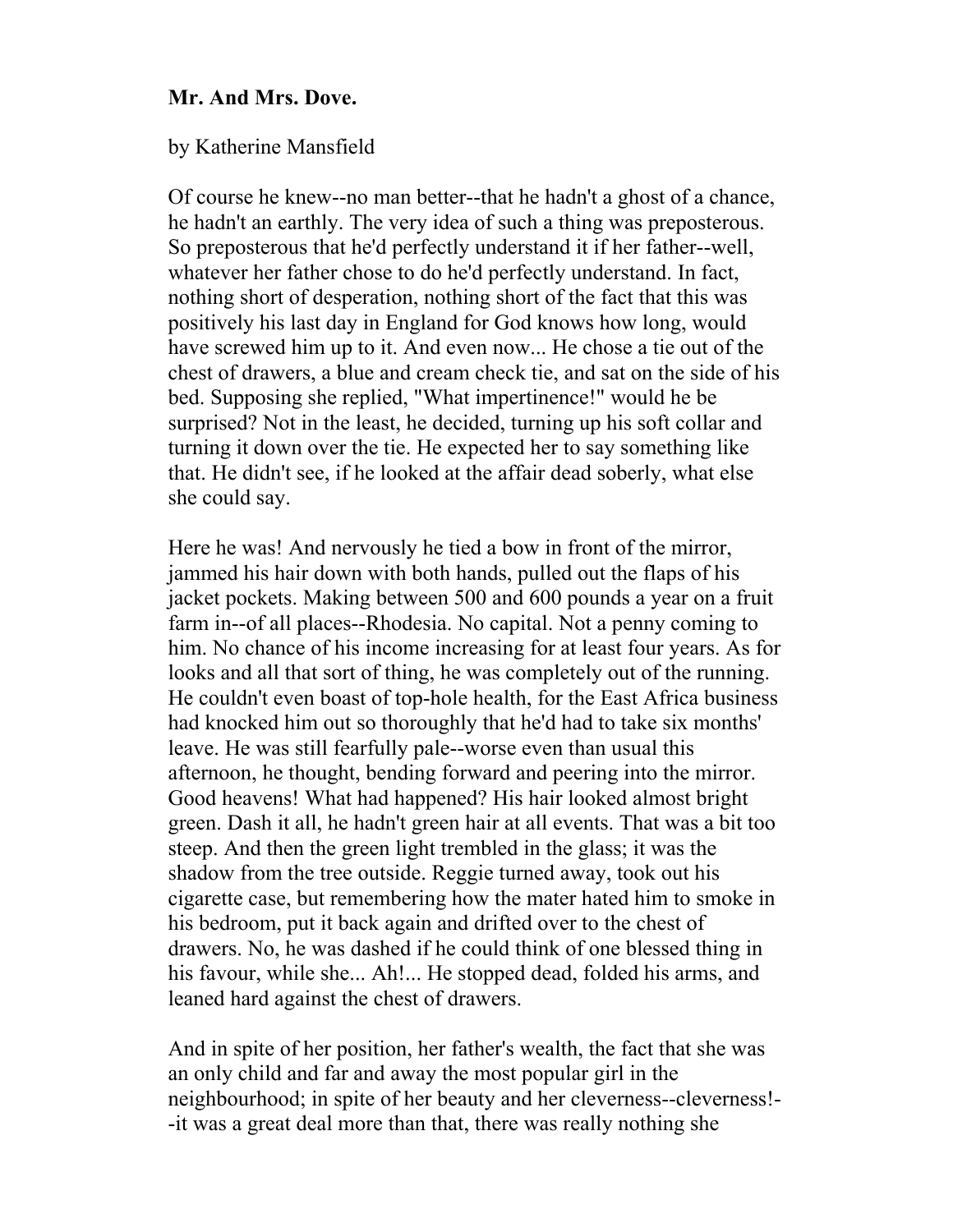**Mr. And Mrs. Dove.**

by Katherine Mansfield

Of course he knew--no man better--that he hadn't a ghost of a chance, he hadn't an earthly. The very idea of such a thing was preposterous. So preposterous that he'd perfectly understand it if her father--well, whatever her father chose to do he'd perfectly understand. In fact, nothing short of desperation, nothing short of the fact that this was positively his last day in England for God knows how long, would have screwed him up to it. And even now... He chose a tie out of the chest of drawers, a blue and cream check tie, and sat on the side of his bed. Supposing she replied, "What impertinence!" would he be surprised? Not in the least, he decided, turning up his soft collar and turning it down over the tie. He expected her to say something like that. He didn't see, if he looked at the affair dead soberly, what else she could say.

Here he was! And nervously he tied a bow in front of the mirror, jammed his hair down with both hands, pulled out the flaps of his jacket pockets. Making between 500 and 600 pounds a year on a fruit farm in--of all places--Rhodesia. No capital. Not a penny coming to him. No chance of his income increasing for at least four years. As for looks and all that sort of thing, he was completely out of the running. He couldn't even boast of top-hole health, for the East Africa business had knocked him out so thoroughly that he'd had to take six months' leave. He was still fearfully pale--worse even than usual this afternoon, he thought, bending forward and peering into the mirror. Good heavens! What had happened? His hair looked almost bright green. Dash it all, he hadn't green hair at all events. That was a bit too steep. And then the green light trembled in the glass; it was the shadow from the tree outside. Reggie turned away, took out his cigarette case, but remembering how the mater hated him to smoke in his bedroom, put it back again and drifted over to the chest of drawers. No, he was dashed if he could think of one blessed thing in his favour, while she... Ah!... He stopped dead, folded his arms, and leaned hard against the chest of drawers.

And in spite of her position, her father's wealth, the fact that she was an only child and far and away the most popular girl in the neighbourhood; in spite of her beauty and her cleverness--cleverness!--it was a great deal more than that, there was really nothing she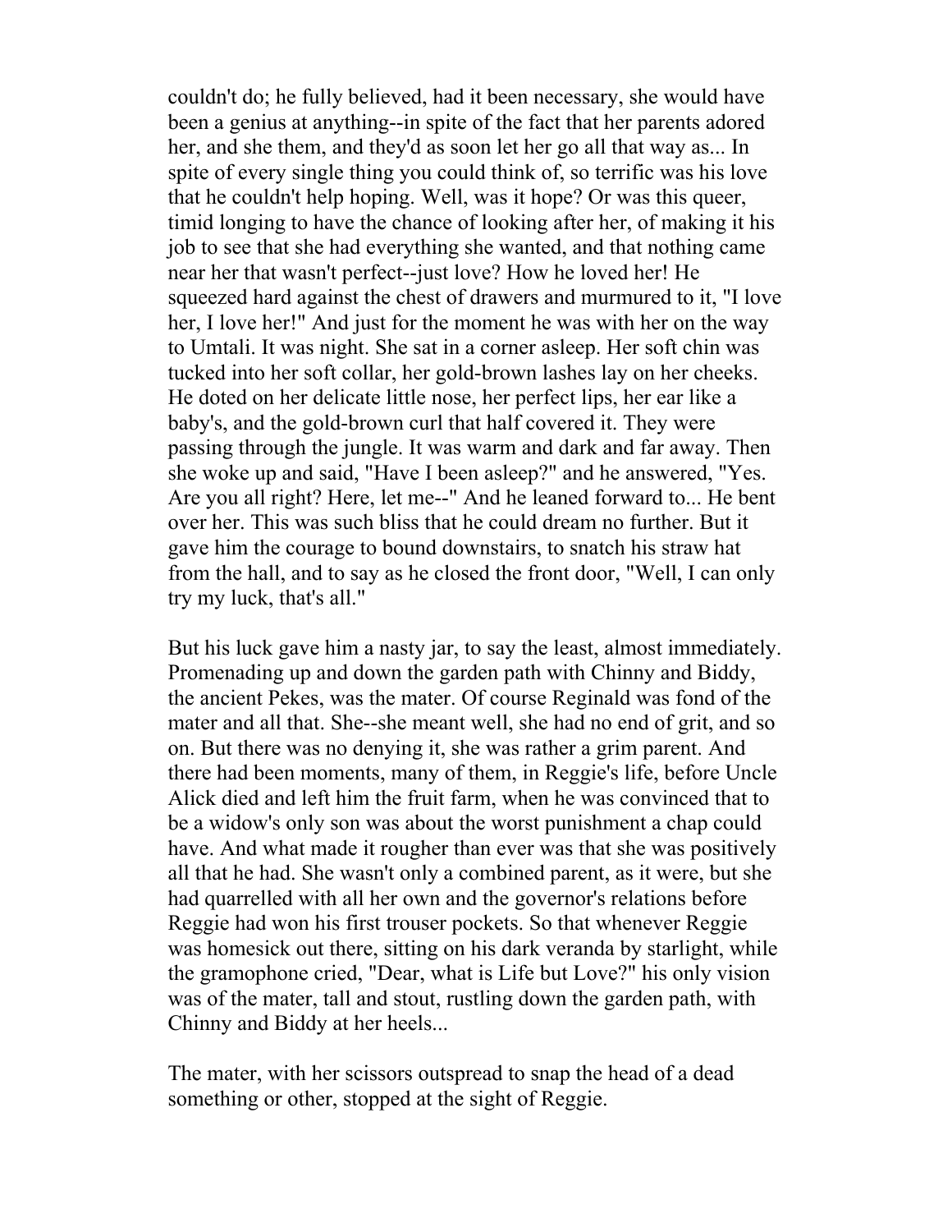couldn't do; he fully believed, had it been necessary, she would have been a genius at anything--in spite of the fact that her parents adored her, and she them, and they'd as soon let her go all that way as... In spite of every single thing you could think of, so terrific was his love that he couldn't help hoping. Well, was it hope? Or was this queer, timid longing to have the chance of looking after her, of making it his job to see that she had everything she wanted, and that nothing came near her that wasn't perfect--just love? How he loved her! He squeezed hard against the chest of drawers and murmured to it, "I love her, I love her!" And just for the moment he was with her on the way to Umtali. It was night. She sat in a corner asleep. Her soft chin was tucked into her soft collar, her gold-brown lashes lay on her cheeks. He doted on her delicate little nose, her perfect lips, her ear like a baby's, and the gold-brown curl that half covered it. They were passing through the jungle. It was warm and dark and far away. Then she woke up and said, "Have I been asleep?" and he answered, "Yes. Are you all right? Here, let me--" And he leaned forward to... He bent over her. This was such bliss that he could dream no further. But it gave him the courage to bound downstairs, to snatch his straw hat from the hall, and to say as he closed the front door, "Well, I can only try my luck, that's all."

But his luck gave him a nasty jar, to say the least, almost immediately. Promenading up and down the garden path with Chinny and Biddy, the ancient Pekes, was the mater. Of course Reginald was fond of the mater and all that. She--she meant well, she had no end of grit, and so on. But there was no denying it, she was rather a grim parent. And there had been moments, many of them, in Reggie's life, before Uncle Alick died and left him the fruit farm, when he was convinced that to be a widow's only son was about the worst punishment a chap could have. And what made it rougher than ever was that she was positively all that he had. She wasn't only a combined parent, as it were, but she had quarrelled with all her own and the governor's relations before Reggie had won his first trouser pockets. So that whenever Reggie was homesick out there, sitting on his dark veranda by starlight, while the gramophone cried, "Dear, what is Life but Love?" his only vision was of the mater, tall and stout, rustling down the garden path, with Chinny and Biddy at her heels...

The mater, with her scissors outspread to snap the head of a dead something or other, stopped at the sight of Reggie.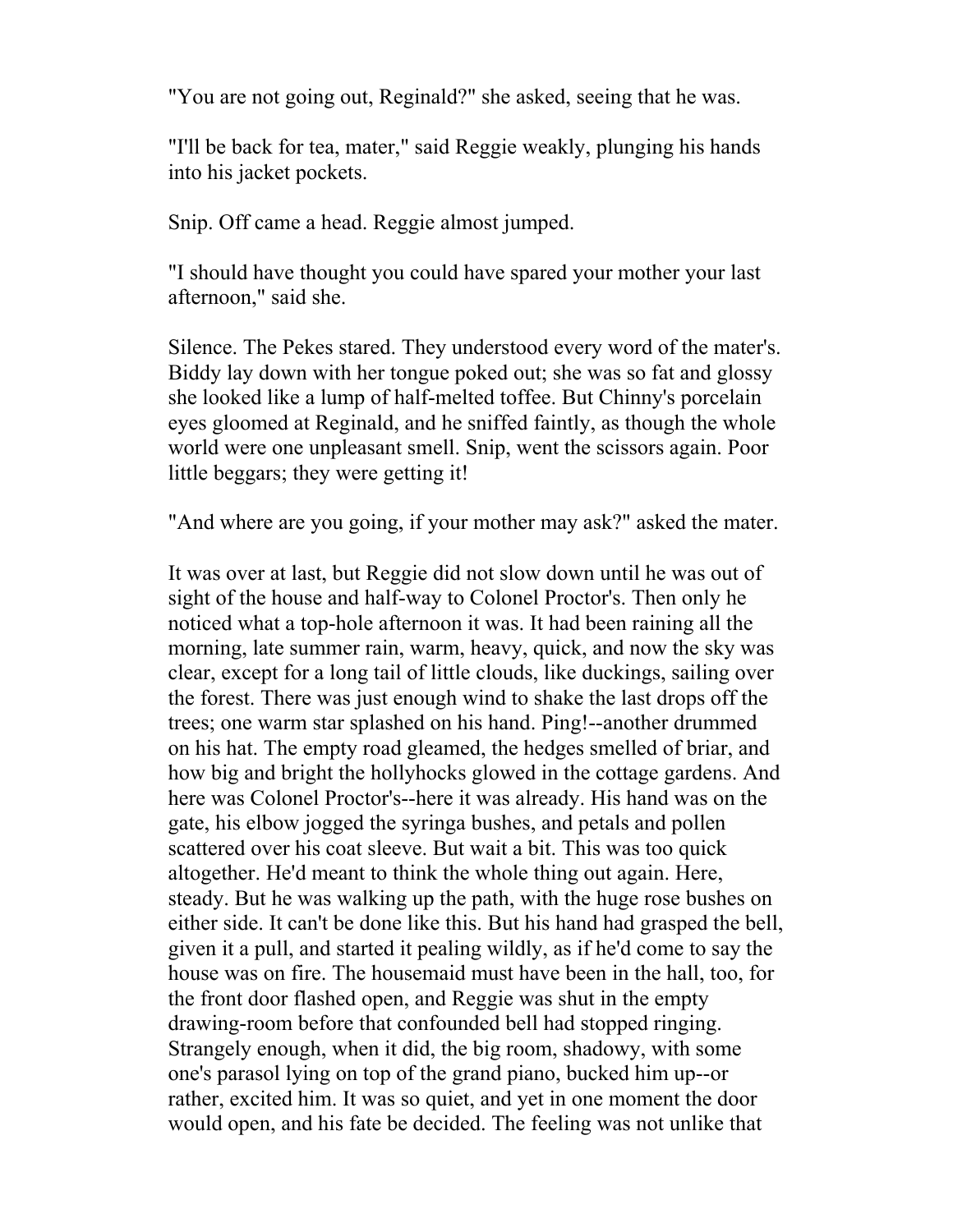"You are not going out, Reginald?" she asked, seeing that he was.

"I'll be back for tea, mater," said Reggie weakly, plunging his hands into his jacket pockets.

Snip. Off came a head. Reggie almost jumped.

"I should have thought you could have spared your mother your last afternoon," said she.

Silence. The Pekes stared. They understood every word of the mater's. Biddy lay down with her tongue poked out; she was so fat and glossy she looked like a lump of half-melted toffee. But Chinny's porcelain eyes gloomed at Reginald, and he sniffed faintly, as though the whole world were one unpleasant smell. Snip, went the scissors again. Poor little beggars; they were getting it!

"And where are you going, if your mother may ask?" asked the mater.

It was over at last, but Reggie did not slow down until he was out of sight of the house and half-way to Colonel Proctor's. Then only he noticed what a top-hole afternoon it was. It had been raining all the morning, late summer rain, warm, heavy, quick, and now the sky was clear, except for a long tail of little clouds, like duckings, sailing over the forest. There was just enough wind to shake the last drops off the trees; one warm star splashed on his hand. Ping!--another drummed on his hat. The empty road gleamed, the hedges smelled of briar, and how big and bright the hollyhocks glowed in the cottage gardens. And here was Colonel Proctor's--here it was already. His hand was on the gate, his elbow jogged the syringa bushes, and petals and pollen scattered over his coat sleeve. But wait a bit. This was too quick altogether. He'd meant to think the whole thing out again. Here, steady. But he was walking up the path, with the huge rose bushes on either side. It can't be done like this. But his hand had grasped the bell, given it a pull, and started it pealing wildly, as if he'd come to say the house was on fire. The housemaid must have been in the hall, too, for the front door flashed open, and Reggie was shut in the empty drawing-room before that confounded bell had stopped ringing. Strangely enough, when it did, the big room, shadowy, with some one's parasol lying on top of the grand piano, bucked him up--or rather, excited him. It was so quiet, and yet in one moment the door would open, and his fate be decided. The feeling was not unlike that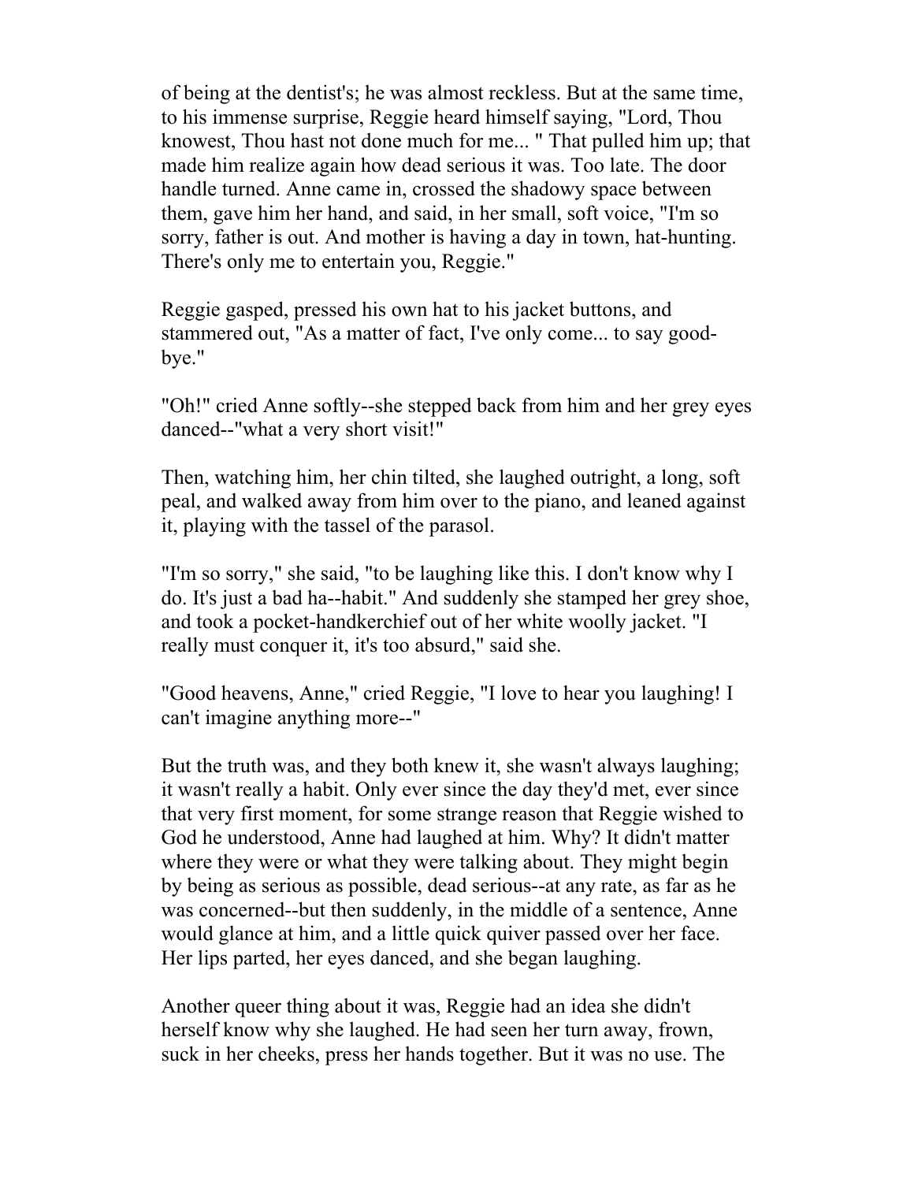of being at the dentist's; he was almost reckless. But at the same time, to his immense surprise, Reggie heard himself saying, "Lord, Thou knowest, Thou hast not done much for me... " That pulled him up; that made him realize again how dead serious it was. Too late. The door handle turned. Anne came in, crossed the shadowy space between them, gave him her hand, and said, in her small, soft voice, "I'm so sorry, father is out. And mother is having a day in town, hat-hunting. There's only me to entertain you, Reggie."

Reggie gasped, pressed his own hat to his jacket buttons, and stammered out, "As a matter of fact, I've only come... to say good-bye."

"Oh!" cried Anne softly--she stepped back from him and her grey eyes danced--"what a very short visit!"

Then, watching him, her chin tilted, she laughed outright, a long, soft peal, and walked away from him over to the piano, and leaned against it, playing with the tassel of the parasol.

"I'm so sorry," she said, "to be laughing like this. I don't know why I do. It's just a bad ha--habit." And suddenly she stamped her grey shoe, and took a pocket-handkerchief out of her white woolly jacket. "I really must conquer it, it's too absurd," said she.

"Good heavens, Anne," cried Reggie, "I love to hear you laughing! I can't imagine anything more--"

But the truth was, and they both knew it, she wasn't always laughing; it wasn't really a habit. Only ever since the day they'd met, ever since that very first moment, for some strange reason that Reggie wished to God he understood, Anne had laughed at him. Why? It didn't matter where they were or what they were talking about. They might begin by being as serious as possible, dead serious--at any rate, as far as he was concerned--but then suddenly, in the middle of a sentence, Anne would glance at him, and a little quick quiver passed over her face. Her lips parted, her eyes danced, and she began laughing.

Another queer thing about it was, Reggie had an idea she didn't herself know why she laughed. He had seen her turn away, frown, suck in her cheeks, press her hands together. But it was no use. The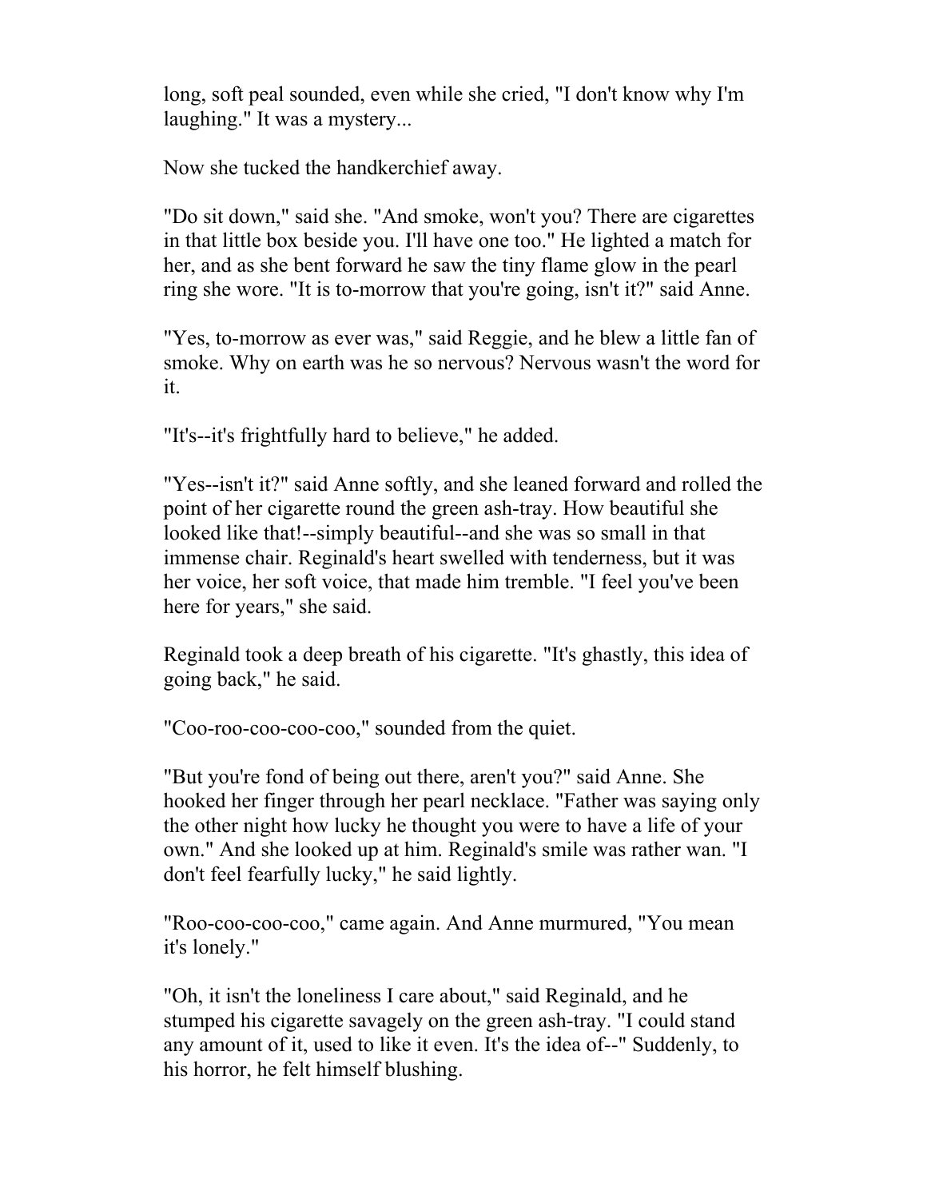long, soft peal sounded, even while she cried, "I don't know why I'm laughing." It was a mystery...

Now she tucked the handkerchief away.

"Do sit down," said she. "And smoke, won't you? There are cigarettes in that little box beside you. I'll have one too." He lighted a match for her, and as she bent forward he saw the tiny flame glow in the pearl ring she wore. "It is to-morrow that you're going, isn't it?" said Anne.

"Yes, to-morrow as ever was," said Reggie, and he blew a little fan of smoke. Why on earth was he so nervous? Nervous wasn't the word for it.

"It's--it's frightfully hard to believe," he added.

"Yes--isn't it?" said Anne softly, and she leaned forward and rolled the point of her cigarette round the green ash-tray. How beautiful she looked like that!--simply beautiful--and she was so small in that immense chair. Reginald's heart swelled with tenderness, but it was her voice, her soft voice, that made him tremble. "I feel you've been here for years," she said.

Reginald took a deep breath of his cigarette. "It's ghastly, this idea of going back," he said.

"Coo-roo-coo-coo-coo," sounded from the quiet.

"But you're fond of being out there, aren't you?" said Anne. She hooked her finger through her pearl necklace. "Father was saying only the other night how lucky he thought you were to have a life of your own." And she looked up at him. Reginald's smile was rather wan. "I don't feel fearfully lucky," he said lightly.

"Roo-coo-coo-coo," came again. And Anne murmured, "You mean it's lonely."

"Oh, it isn't the loneliness I care about," said Reginald, and he stumped his cigarette savagely on the green ash-tray. "I could stand any amount of it, used to like it even. It's the idea of--" Suddenly, to his horror, he felt himself blushing.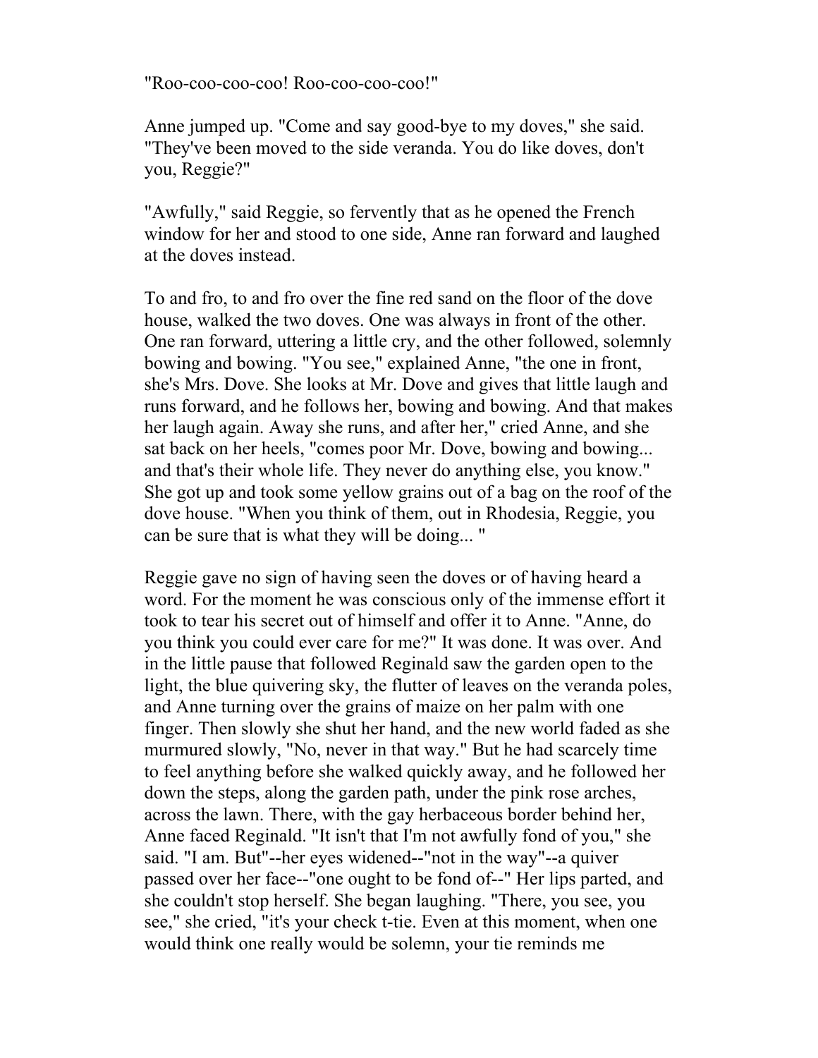"Roo-coo-coo-coo! Roo-coo-coo-coo!"

Anne jumped up. "Come and say good-bye to my doves," she said. "They've been moved to the side veranda. You do like doves, don't you, Reggie?"

"Awfully," said Reggie, so fervently that as he opened the French window for her and stood to one side, Anne ran forward and laughed at the doves instead.

To and fro, to and fro over the fine red sand on the floor of the dove house, walked the two doves. One was always in front of the other. One ran forward, uttering a little cry, and the other followed, solemnly bowing and bowing. "You see," explained Anne, "the one in front, she's Mrs. Dove. She looks at Mr. Dove and gives that little laugh and runs forward, and he follows her, bowing and bowing. And that makes her laugh again. Away she runs, and after her," cried Anne, and she sat back on her heels, "comes poor Mr. Dove, bowing and bowing... and that's their whole life. They never do anything else, you know." She got up and took some yellow grains out of a bag on the roof of the dove house. "When you think of them, out in Rhodesia, Reggie, you can be sure that is what they will be doing... "

Reggie gave no sign of having seen the doves or of having heard a word. For the moment he was conscious only of the immense effort it took to tear his secret out of himself and offer it to Anne. "Anne, do you think you could ever care for me?" It was done. It was over. And in the little pause that followed Reginald saw the garden open to the light, the blue quivering sky, the flutter of leaves on the veranda poles, and Anne turning over the grains of maize on her palm with one finger. Then slowly she shut her hand, and the new world faded as she murmured slowly, "No, never in that way." But he had scarcely time to feel anything before she walked quickly away, and he followed her down the steps, along the garden path, under the pink rose arches, across the lawn. There, with the gay herbaceous border behind her, Anne faced Reginald. "It isn't that I'm not awfully fond of you," she said. "I am. But"--her eyes widened--"not in the way"--a quiver passed over her face--"one ought to be fond of--" Her lips parted, and she couldn't stop herself. She began laughing. "There, you see, you see," she cried, "it's your check t-tie. Even at this moment, when one would think one really would be solemn, your tie reminds me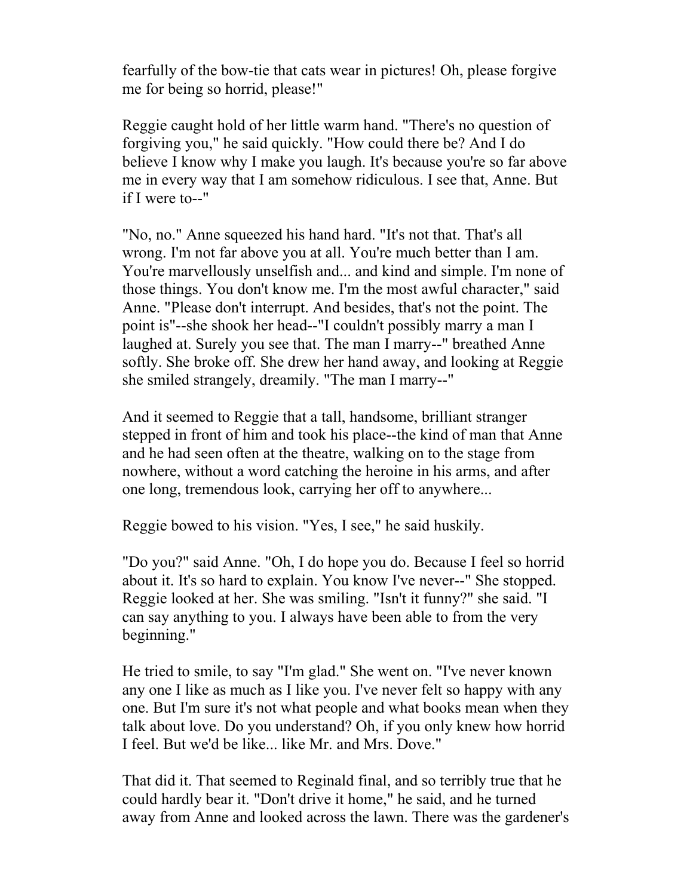fearfully of the bow-tie that cats wear in pictures! Oh, please forgive me for being so horrid, please!"

Reggie caught hold of her little warm hand. "There's no question of forgiving you," he said quickly. "How could there be? And I do believe I know why I make you laugh. It's because you're so far above me in every way that I am somehow ridiculous. I see that, Anne. But if I were to--"

"No, no." Anne squeezed his hand hard. "It's not that. That's all wrong. I'm not far above you at all. You're much better than I am. You're marvellously unselfish and... and kind and simple. I'm none of those things. You don't know me. I'm the most awful character," said Anne. "Please don't interrupt. And besides, that's not the point. The point is"--she shook her head--"I couldn't possibly marry a man I laughed at. Surely you see that. The man I marry--" breathed Anne softly. She broke off. She drew her hand away, and looking at Reggie she smiled strangely, dreamily. "The man I marry--"

And it seemed to Reggie that a tall, handsome, brilliant stranger stepped in front of him and took his place--the kind of man that Anne and he had seen often at the theatre, walking on to the stage from nowhere, without a word catching the heroine in his arms, and after one long, tremendous look, carrying her off to anywhere...

Reggie bowed to his vision. "Yes, I see," he said huskily.

"Do you?" said Anne. "Oh, I do hope you do. Because I feel so horrid about it. It's so hard to explain. You know I've never--" She stopped. Reggie looked at her. She was smiling. "Isn't it funny?" she said. "I can say anything to you. I always have been able to from the very beginning."

He tried to smile, to say "I'm glad." She went on. "I've never known any one I like as much as I like you. I've never felt so happy with any one. But I'm sure it's not what people and what books mean when they talk about love. Do you understand? Oh, if you only knew how horrid I feel. But we'd be like... like Mr. and Mrs. Dove."

That did it. That seemed to Reginald final, and so terribly true that he could hardly bear it. "Don't drive it home," he said, and he turned away from Anne and looked across the lawn. There was the gardener's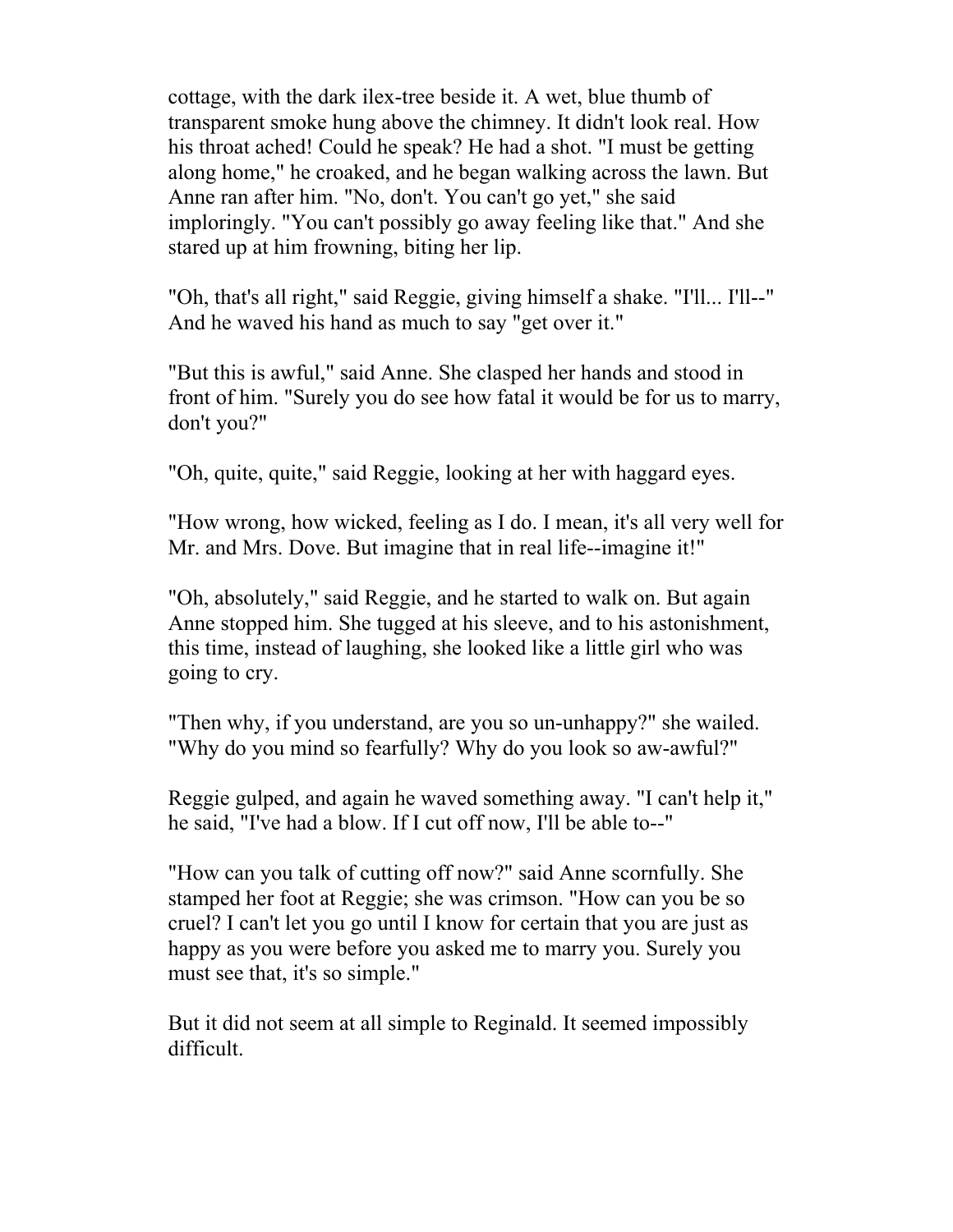cottage, with the dark ilex-tree beside it. A wet, blue thumb of transparent smoke hung above the chimney. It didn't look real. How his throat ached! Could he speak? He had a shot. "I must be getting along home," he croaked, and he began walking across the lawn. But Anne ran after him. "No, don't. You can't go yet," she said imploringly. "You can't possibly go away feeling like that." And she stared up at him frowning, biting her lip.

"Oh, that's all right," said Reggie, giving himself a shake. "I'll... I'll--" And he waved his hand as much to say "get over it."

"But this is awful," said Anne. She clasped her hands and stood in front of him. "Surely you do see how fatal it would be for us to marry, don't you?"

"Oh, quite, quite," said Reggie, looking at her with haggard eyes.

"How wrong, how wicked, feeling as I do. I mean, it's all very well for Mr. and Mrs. Dove. But imagine that in real life--imagine it!"

"Oh, absolutely," said Reggie, and he started to walk on. But again Anne stopped him. She tugged at his sleeve, and to his astonishment, this time, instead of laughing, she looked like a little girl who was going to cry.

"Then why, if you understand, are you so un-unhappy?" she wailed. "Why do you mind so fearfully? Why do you look so aw-awful?"

Reggie gulped, and again he waved something away. "I can't help it," he said, "I've had a blow. If I cut off now, I'll be able to--"

"How can you talk of cutting off now?" said Anne scornfully. She stamped her foot at Reggie; she was crimson. "How can you be so cruel? I can't let you go until I know for certain that you are just as happy as you were before you asked me to marry you. Surely you must see that, it's so simple."

But it did not seem at all simple to Reginald. It seemed impossibly difficult.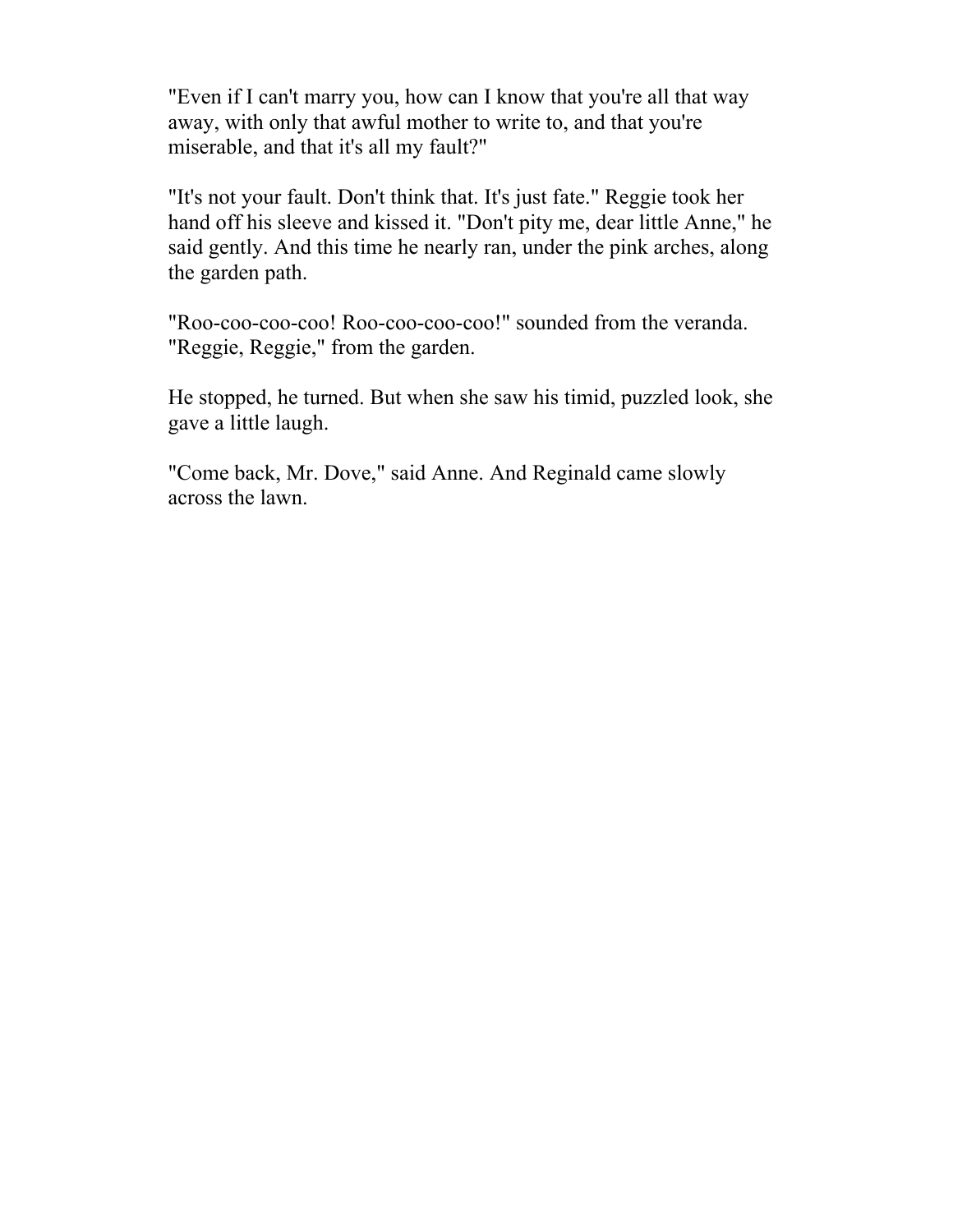"Even if I can't marry you, how can I know that you're all that way away, with only that awful mother to write to, and that you're miserable, and that it's all my fault?"

"It's not your fault. Don't think that. It's just fate." Reggie took her hand off his sleeve and kissed it. "Don't pity me, dear little Anne," he said gently. And this time he nearly ran, under the pink arches, along the garden path.

"Roo-coo-coo-coo! Roo-coo-coo-coo!" sounded from the veranda. "Reggie, Reggie," from the garden.

He stopped, he turned. But when she saw his timid, puzzled look, she gave a little laugh.

"Come back, Mr. Dove," said Anne. And Reginald came slowly across the lawn.